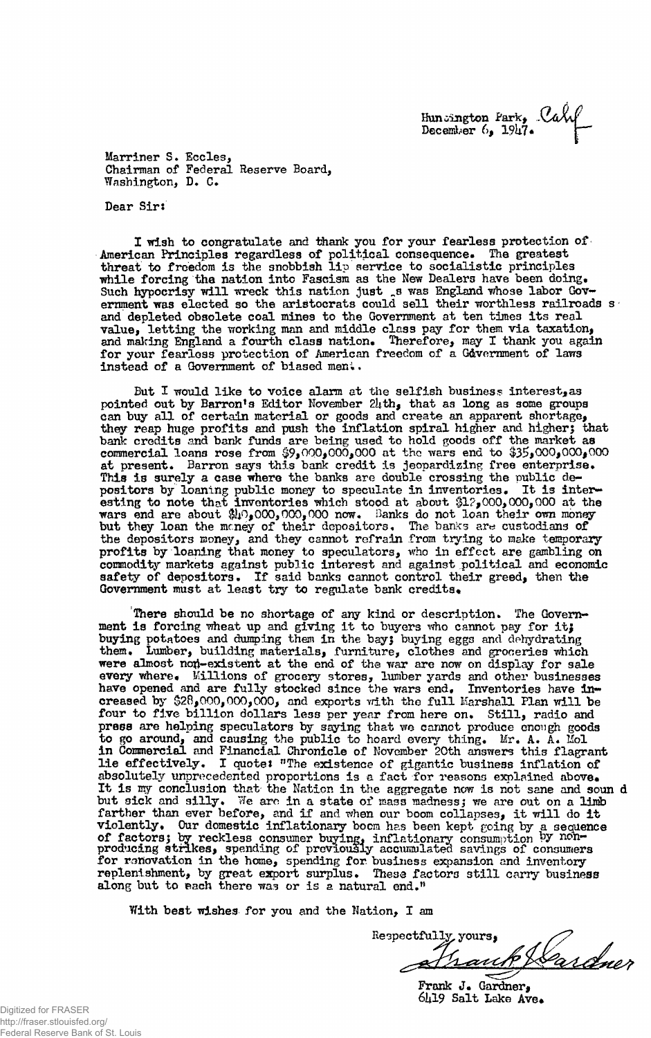Huntington Park, Calif
December 6, 1947.

Marriner S. Eccles,
Chairman of Federal Reserve Board,
Washington, D. C.

Dear Sir:

I wish to congratulate and thank you for your fearless protection of American Principles regardless of political consequence. The greatest threat to freedom is the snobbish lip service to socialistic principles while forcing the nation into Fascism as the New Dealers have been doing. Such hypocrisy will wreck this nation just as was England whose labor Government was elected so the aristocrats could sell their worthless railroads and depleted obsolete coal mines to the Government at ten times its real value, letting the working man and middle class pay for them via taxation, and making England a fourth class nation. Therefore, may I thank you again for your fearless protection of American freedom of a Government of laws instead of a Government of biased men.

But I would like to voice alarm at the selfish business interest, as pointed out by Barron's Editor November 24th, that as long as some groups can buy all of certain material or goods and create an apparent shortage, they reap huge profits and push the inflation spiral higher and higher; that bank credits and bank funds are being used to hold goods off the market as commercial loans rose from $9,000,000,000 at the wars end to $35,000,000,000 at present. Barron says this bank credit is jeopardizing free enterprise. This is surely a case where the banks are double crossing the public depositors by loaning public money to speculate in inventories. It is interesting to note that inventories which stood at about $12,000,000,000 at the wars end are about $40,000,000,000 now. Banks do not loan their own money but they loan the money of their depositors. The banks are custodians of the depositors money, and they cannot refrain from trying to make temporary profits by loaning that money to speculators, who in effect are gambling on commodity markets against public interest and against political and economic safety of depositors. If said banks cannot control their greed, then the Government must at least try to regulate bank credits.

There should be no shortage of any kind or description. The Government is forcing wheat up and giving it to buyers who cannot pay for it; buying potatoes and dumping them in the bay; buying eggs and dehydrating them. Lumber, building materials, furniture, clothes and groceries which were almost non-existent at the end of the war are now on display for sale every where. Millions of grocery stores, lumber yards and other businesses have opened and are fully stocked since the wars end. Inventories have increased by $28,000,000,000, and exports with the full Marshall Plan will be four to five billion dollars less per year from here on. Still, radio and press are helping speculators by saying that we cannot produce enough goods to go around, and causing the public to hoard every thing. Mr. A. A. Mol in Commercial and Financial Chronicle of November 20th answers this flagrant lie effectively. I quote: "The existence of gigantic business inflation of absolutely unprecedented proportions is a fact for reasons explained above. It is my conclusion that the Nation in the aggregate now is not sane and sound but sick and silly. We are in a state of mass madness; we are out on a limb farther than ever before, and if and when our boom collapses, it will do it violently. Our domestic inflationary boom has been kept going by a sequence of factors; by reckless consumer buying, inflationary consumption by non-producing strikes, spending of previously accumulated savings of consumers for renovation in the home, spending for business expansion and inventory replenishment, by great export surplus. These factors still carry business along but to each there was or is a natural end."

With best wishes for you and the Nation, I am

Respectfully yours,

Frank J. Gardner

Frank J. Gardner,
6419 Salt Lake Ave.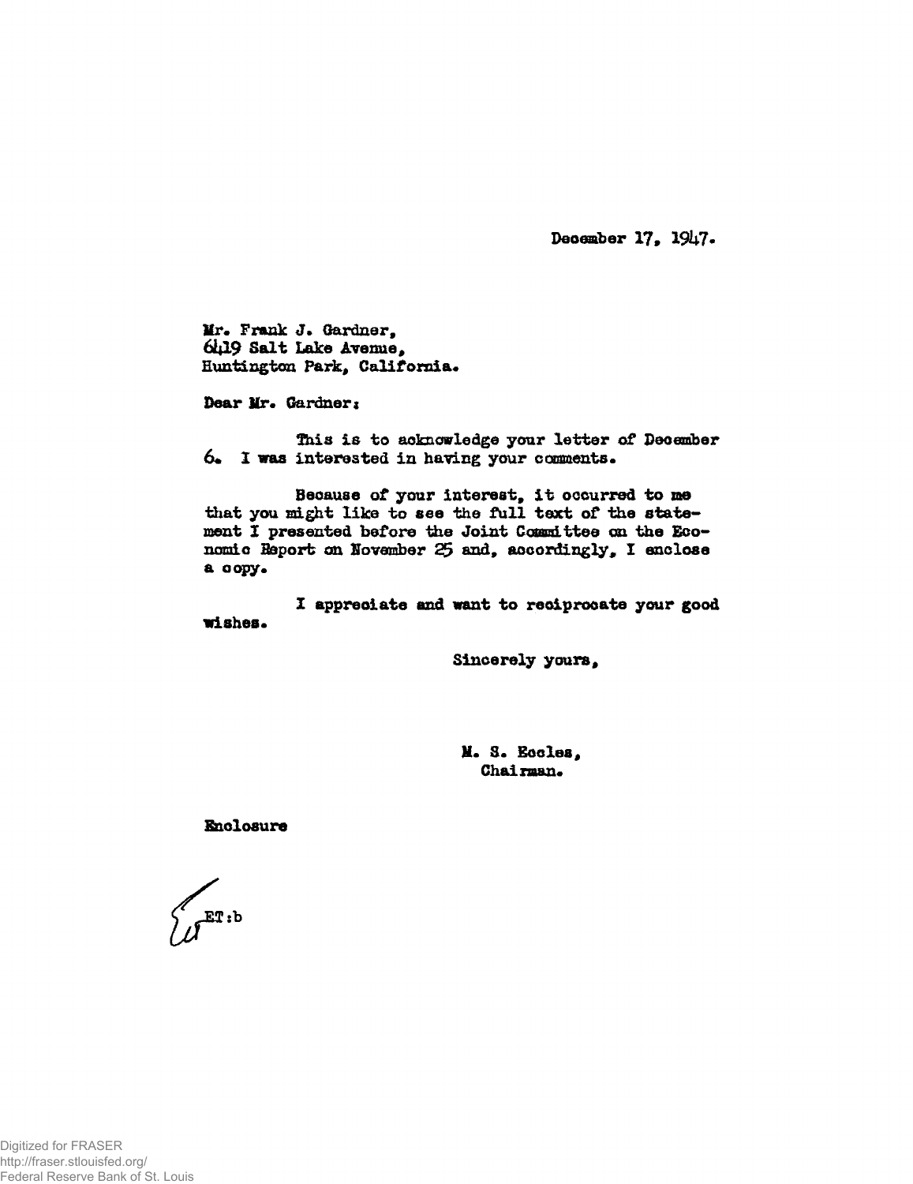December 17, 1947.

Mr. Frank J. Gardner,
6419 Salt Lake Avenue,
Huntington Park, California.

Dear Mr. Gardner:

This is to acknowledge your letter of December 6. I was interested in having your comments.

Because of your interest, it occurred to me that you might like to see the full text of the statement I presented before the Joint Committee on the Economic Report on November 25 and, accordingly, I enclose a copy.

I appreciate and want to reciprocate your good wishes.

Sincerely yours,

M. S. Eccles,
Chairman.

Enclosure

ET:b

Digitized for FRASER
http://fraser.stlouisfed.org/
Federal Reserve Bank of St. Louis